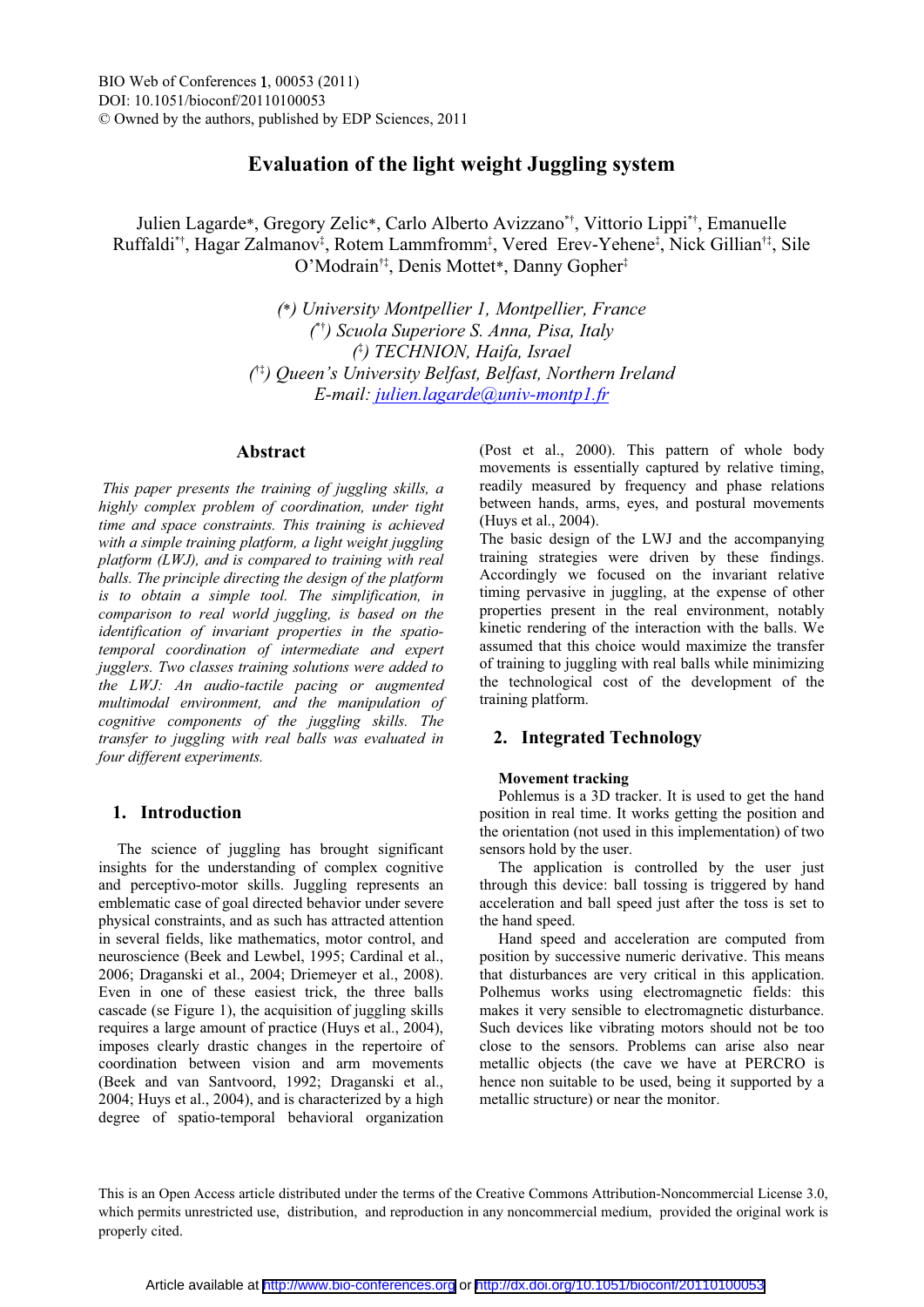BIO Web of Conferences 1, 00053 (2011)
DOI: 10.1051/bioconf/20110100053
© Owned by the authors, published by EDP Sciences, 2011

# Evaluation of the light weight Juggling system

Julien Lagarde*, Gregory Zelic*, Carlo Alberto Avizzano[*†], Vittorio Lippi[*†], Emanuelle Ruffaldi[*†], Hagar Zalmanov[‡], Rotem Lammfromm[‡], Vered Erev-Yehene[‡], Nick Gillian[†‡], Sile O'Modrain[†‡], Denis Mottet*, Danny Gopher[‡]

*(\*) University Montpellier 1, Montpellier, France*
*(\*†) Scuola Superiore S. Anna, Pisa, Italy*
*(‡) TECHNION, Haifa, Israel*
*(†‡) Queen's University Belfast, Belfast, Northern Ireland*
*E-mail: julien.lagarde@univ-montp1.fr*

## Abstract

*This paper presents the training of juggling skills, a highly complex problem of coordination, under tight time and space constraints. This training is achieved with a simple training platform, a light weight juggling platform (LWJ), and is compared to training with real balls. The principle directing the design of the platform is to obtain a simple tool. The simplification, in comparison to real world juggling, is based on the identification of invariant properties in the spatio-temporal coordination of intermediate and expert jugglers. Two classes training solutions were added to the LWJ: An audio-tactile pacing or augmented multimodal environment, and the manipulation of cognitive components of the juggling skills. The transfer to juggling with real balls was evaluated in four different experiments.*

## 1. Introduction

The science of juggling has brought significant insights for the understanding of complex cognitive and perceptivo-motor skills. Juggling represents an emblematic case of goal directed behavior under severe physical constraints, and as such has attracted attention in several fields, like mathematics, motor control, and neuroscience (Beek and Lewbel, 1995; Cardinal et al., 2006; Draganski et al., 2004; Driemeyer et al., 2008). Even in one of these easiest trick, the three balls cascade (se Figure 1), the acquisition of juggling skills requires a large amount of practice (Huys et al., 2004), imposes clearly drastic changes in the repertoire of coordination between vision and arm movements (Beek and van Santvoord, 1992; Draganski et al., 2004; Huys et al., 2004), and is characterized by a high degree of spatio-temporal behavioral organization (Post et al., 2000). This pattern of whole body movements is essentially captured by relative timing, readily measured by frequency and phase relations between hands, arms, eyes, and postural movements (Huys et al., 2004).

The basic design of the LWJ and the accompanying training strategies were driven by these findings. Accordingly we focused on the invariant relative timing pervasive in juggling, at the expense of other properties present in the real environment, notably kinetic rendering of the interaction with the balls. We assumed that this choice would maximize the transfer of training to juggling with real balls while minimizing the technological cost of the development of the training platform.

## 2. Integrated Technology

### Movement tracking

Pohlemus is a 3D tracker. It is used to get the hand position in real time. It works getting the position and the orientation (not used in this implementation) of two sensors hold by the user.

The application is controlled by the user just through this device: ball tossing is triggered by hand acceleration and ball speed just after the toss is set to the hand speed.

Hand speed and acceleration are computed from position by successive numeric derivative. This means that disturbances are very critical in this application. Polhemus works using electromagnetic fields: this makes it very sensible to electromagnetic disturbance. Such devices like vibrating motors should not be too close to the sensors. Problems can arise also near metallic objects (the cave we have at PERCRO is hence non suitable to be used, being it supported by a metallic structure) or near the monitor.

This is an Open Access article distributed under the terms of the Creative Commons Attribution-Noncommercial License 3.0, which permits unrestricted use, distribution, and reproduction in any noncommercial medium, provided the original work is properly cited.

Article available at http://www.bio-conferences.org or http://dx.doi.org/10.1051/bioconf/20110100053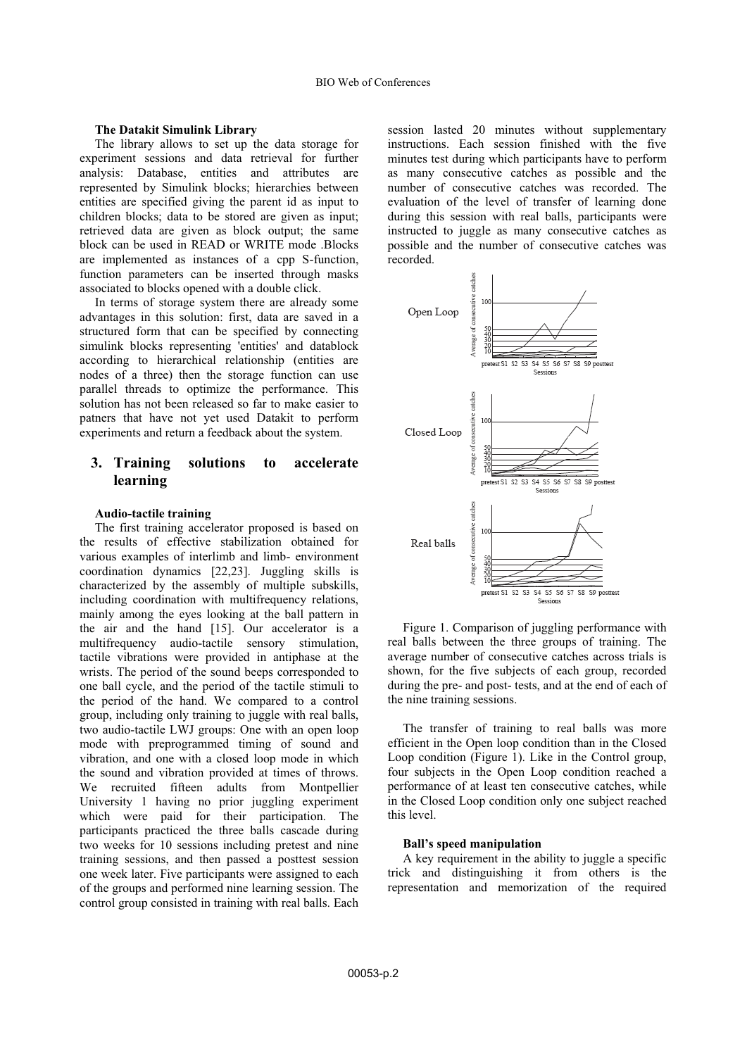**The Datakit Simulink Library**

The library allows to set up the data storage for experiment sessions and data retrieval for further analysis: Database, entities and attributes are represented by Simulink blocks; hierarchies between entities are specified giving the parent id as input to children blocks; data to be stored are given as input; retrieved data are given as block output; the same block can be used in READ or WRITE mode .Blocks are implemented as instances of a cpp S-function, function parameters can be inserted through masks associated to blocks opened with a double click.

In terms of storage system there are already some advantages in this solution: first, data are saved in a structured form that can be specified by connecting simulink blocks representing 'entities' and datablock according to hierarchical relationship (entities are nodes of a three) then the storage function can use parallel threads to optimize the performance. This solution has not been released so far to make easier to patners that have not yet used Datakit to perform experiments and return a feedback about the system.

## 3. Training solutions to accelerate learning

**Audio-tactile training**

The first training accelerator proposed is based on the results of effective stabilization obtained for various examples of interlimb and limb- environment coordination dynamics [22,23]. Juggling skills is characterized by the assembly of multiple subskills, including coordination with multifrequency relations, mainly among the eyes looking at the ball pattern in the air and the hand [15]. Our accelerator is a multifrequency audio-tactile sensory stimulation, tactile vibrations were provided in antiphase at the wrists. The period of the sound beeps corresponded to one ball cycle, and the period of the tactile stimuli to the period of the hand. We compared to a control group, including only training to juggle with real balls, two audio-tactile LWJ groups: One with an open loop mode with preprogrammed timing of sound and vibration, and one with a closed loop mode in which the sound and vibration provided at times of throws. We recruited fifteen adults from Montpellier University 1 having no prior juggling experiment which were paid for their participation. The participants practiced the three balls cascade during two weeks for 10 sessions including pretest and nine training sessions, and then passed a posttest session one week later. Five participants were assigned to each of the groups and performed nine learning session. The control group consisted in training with real balls. Each session lasted 20 minutes without supplementary instructions. Each session finished with the five minutes test during which participants have to perform as many consecutive catches as possible and the number of consecutive catches was recorded. The evaluation of the level of transfer of learning done during this session with real balls, participants were instructed to juggle as many consecutive catches as possible and the number of consecutive catches was recorded.

Figure 1. Comparison of juggling performance with real balls between the three groups of training. The average number of consecutive catches across trials is shown, for the five subjects of each group, recorded during the pre- and post- tests, and at the end of each of the nine training sessions.

The transfer of training to real balls was more efficient in the Open loop condition than in the Closed Loop condition (Figure 1). Like in the Control group, four subjects in the Open Loop condition reached a performance of at least ten consecutive catches, while in the Closed Loop condition only one subject reached this level.

**Ball's speed manipulation**

A key requirement in the ability to juggle a specific trick and distinguishing it from others is the representation and memorization of the required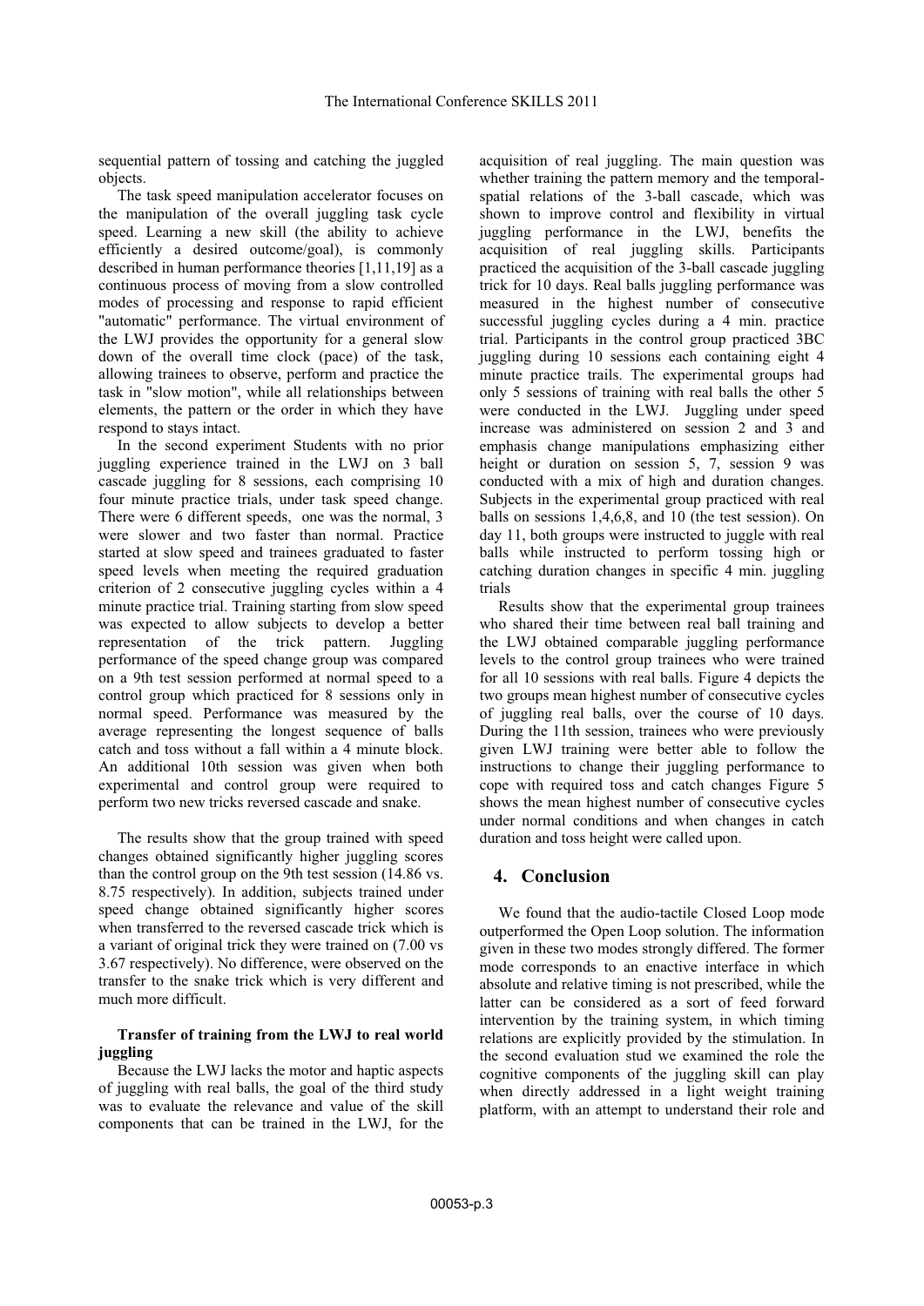sequential pattern of tossing and catching the juggled objects.

The task speed manipulation accelerator focuses on the manipulation of the overall juggling task cycle speed. Learning a new skill (the ability to achieve efficiently a desired outcome/goal), is commonly described in human performance theories [1,11,19] as a continuous process of moving from a slow controlled modes of processing and response to rapid efficient "automatic" performance. The virtual environment of the LWJ provides the opportunity for a general slow down of the overall time clock (pace) of the task, allowing trainees to observe, perform and practice the task in "slow motion", while all relationships between elements, the pattern or the order in which they have respond to stays intact.

In the second experiment Students with no prior juggling experience trained in the LWJ on 3 ball cascade juggling for 8 sessions, each comprising 10 four minute practice trials, under task speed change. There were 6 different speeds, one was the normal, 3 were slower and two faster than normal. Practice started at slow speed and trainees graduated to faster speed levels when meeting the required graduation criterion of 2 consecutive juggling cycles within a 4 minute practice trial. Training starting from slow speed was expected to allow subjects to develop a better representation of the trick pattern. Juggling performance of the speed change group was compared on a 9th test session performed at normal speed to a control group which practiced for 8 sessions only in normal speed. Performance was measured by the average representing the longest sequence of balls catch and toss without a fall within a 4 minute block. An additional 10th session was given when both experimental and control group were required to perform two new tricks reversed cascade and snake.

The results show that the group trained with speed changes obtained significantly higher juggling scores than the control group on the 9th test session (14.86 vs. 8.75 respectively). In addition, subjects trained under speed change obtained significantly higher scores when transferred to the reversed cascade trick which is a variant of original trick they were trained on (7.00 vs 3.67 respectively). No difference, were observed on the transfer to the snake trick which is very different and much more difficult.

**Transfer of training from the LWJ to real world juggling**

Because the LWJ lacks the motor and haptic aspects of juggling with real balls, the goal of the third study was to evaluate the relevance and value of the skill components that can be trained in the LWJ, for the acquisition of real juggling. The main question was whether training the pattern memory and the temporal-spatial relations of the 3-ball cascade, which was shown to improve control and flexibility in virtual juggling performance in the LWJ, benefits the acquisition of real juggling skills. Participants practiced the acquisition of the 3-ball cascade juggling trick for 10 days. Real balls juggling performance was measured in the highest number of consecutive successful juggling cycles during a 4 min. practice trial. Participants in the control group practiced 3BC juggling during 10 sessions each containing eight 4 minute practice trails. The experimental groups had only 5 sessions of training with real balls the other 5 were conducted in the LWJ. Juggling under speed increase was administered on session 2 and 3 and emphasis change manipulations emphasizing either height or duration on session 5, 7, session 9 was conducted with a mix of high and duration changes. Subjects in the experimental group practiced with real balls on sessions 1,4,6,8, and 10 (the test session). On day 11, both groups were instructed to juggle with real balls while instructed to perform tossing high or catching duration changes in specific 4 min. juggling trials

Results show that the experimental group trainees who shared their time between real ball training and the LWJ obtained comparable juggling performance levels to the control group trainees who were trained for all 10 sessions with real balls. Figure 4 depicts the two groups mean highest number of consecutive cycles of juggling real balls, over the course of 10 days. During the 11th session, trainees who were previously given LWJ training were better able to follow the instructions to change their juggling performance to cope with required toss and catch changes Figure 5 shows the mean highest number of consecutive cycles under normal conditions and when changes in catch duration and toss height were called upon.

## 4. Conclusion

We found that the audio-tactile Closed Loop mode outperformed the Open Loop solution. The information given in these two modes strongly differed. The former mode corresponds to an enactive interface in which absolute and relative timing is not prescribed, while the latter can be considered as a sort of feed forward intervention by the training system, in which timing relations are explicitly provided by the stimulation. In the second evaluation stud we examined the role the cognitive components of the juggling skill can play when directly addressed in a light weight training platform, with an attempt to understand their role and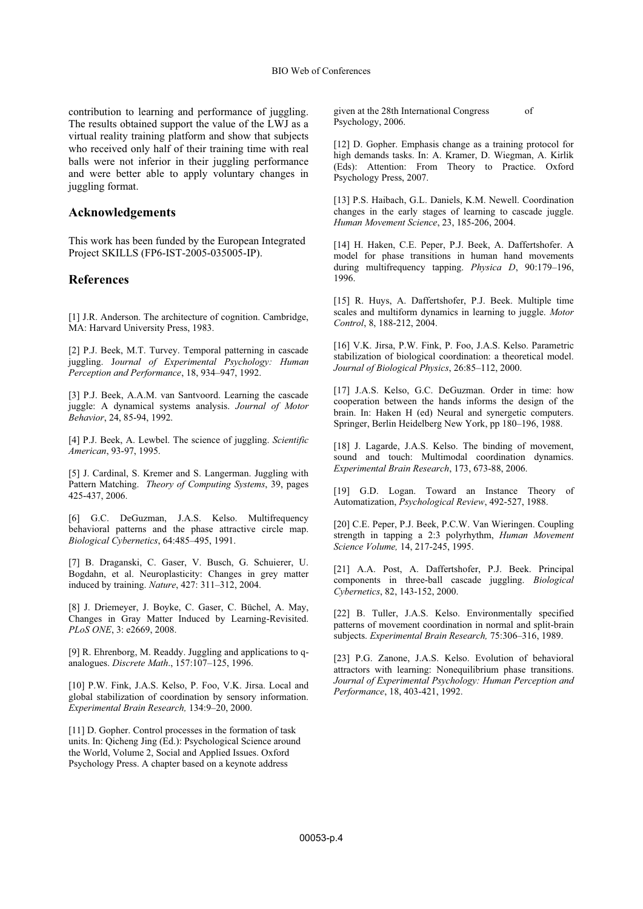contribution to learning and performance of juggling. The results obtained support the value of the LWJ as a virtual reality training platform and show that subjects who received only half of their training time with real balls were not inferior in their juggling performance and were better able to apply voluntary changes in juggling format.

## Acknowledgements

This work has been funded by the European Integrated Project SKILLS (FP6-IST-2005-035005-IP).

## References

[1] J.R. Anderson. The architecture of cognition. Cambridge, MA: Harvard University Press, 1983.

[2] P.J. Beek, M.T. Turvey. Temporal patterning in cascade juggling. *Journal of Experimental Psychology: Human Perception and Performance*, 18, 934–947, 1992.

[3] P.J. Beek, A.A.M. van Santvoord. Learning the cascade juggle: A dynamical systems analysis. *Journal of Motor Behavior*, 24, 85-94, 1992.

[4] P.J. Beek, A. Lewbel. The science of juggling. *Scientific American*, 93-97, 1995.

[5] J. Cardinal, S. Kremer and S. Langerman. Juggling with Pattern Matching. *Theory of Computing Systems*, 39, pages 425-437, 2006.

[6] G.C. DeGuzman, J.A.S. Kelso. Multifrequency behavioral patterns and the phase attractive circle map. *Biological Cybernetics*, 64:485–495, 1991.

[7] B. Draganski, C. Gaser, V. Busch, G. Schuierer, U. Bogdahn, et al. Neuroplasticity: Changes in grey matter induced by training. *Nature*, 427: 311–312, 2004.

[8] J. Driemeyer, J. Boyke, C. Gaser, C. Büchel, A. May, Changes in Gray Matter Induced by Learning-Revisited. *PLoS ONE*, 3: e2669, 2008.

[9] R. Ehrenborg, M. Readdy. Juggling and applications to q-analogues. *Discrete Math*., 157:107–125, 1996.

[10] P.W. Fink, J.A.S. Kelso, P. Foo, V.K. Jirsa. Local and global stabilization of coordination by sensory information. *Experimental Brain Research,* 134:9–20, 2000.

[11] D. Gopher. Control processes in the formation of task units. In: Qicheng Jing (Ed.): Psychological Science around the World, Volume 2, Social and Applied Issues. Oxford Psychology Press. A chapter based on a keynote address given at the 28th International Congress of Psychology, 2006.

[12] D. Gopher. Emphasis change as a training protocol for high demands tasks. In: A. Kramer, D. Wiegman, A. Kirlik (Eds): Attention: From Theory to Practice. Oxford Psychology Press, 2007.

[13] P.S. Haibach, G.L. Daniels, K.M. Newell. Coordination changes in the early stages of learning to cascade juggle. *Human Movement Science*, 23, 185-206, 2004.

[14] H. Haken, C.E. Peper, P.J. Beek, A. Daffertshofer. A model for phase transitions in human hand movements during multifrequency tapping. *Physica D*, 90:179–196, 1996.

[15] R. Huys, A. Daffertshofer, P.J. Beek. Multiple time scales and multiform dynamics in learning to juggle. *Motor Control*, 8, 188-212, 2004.

[16] V.K. Jirsa, P.W. Fink, P. Foo, J.A.S. Kelso. Parametric stabilization of biological coordination: a theoretical model. *Journal of Biological Physics*, 26:85–112, 2000.

[17] J.A.S. Kelso, G.C. DeGuzman. Order in time: how cooperation between the hands informs the design of the brain. In: Haken H (ed) Neural and synergetic computers. Springer, Berlin Heidelberg New York, pp 180–196, 1988.

[18] J. Lagarde, J.A.S. Kelso. The binding of movement, sound and touch: Multimodal coordination dynamics. *Experimental Brain Research*, 173, 673-88, 2006.

[19] G.D. Logan. Toward an Instance Theory of Automatization, *Psychological Review*, 492-527, 1988.

[20] C.E. Peper, P.J. Beek, P.C.W. Van Wieringen. Coupling strength in tapping a 2:3 polyrhythm, *Human Movement Science Volume,* 14, 217-245, 1995.

[21] A.A. Post, A. Daffertshofer, P.J. Beek. Principal components in three-ball cascade juggling. *Biological Cybernetics*, 82, 143-152, 2000.

[22] B. Tuller, J.A.S. Kelso. Environmentally specified patterns of movement coordination in normal and split-brain subjects. *Experimental Brain Research,* 75:306–316, 1989.

[23] P.G. Zanone, J.A.S. Kelso. Evolution of behavioral attractors with learning: Nonequilibrium phase transitions. *Journal of Experimental Psychology: Human Perception and Performance*, 18, 403-421, 1992.